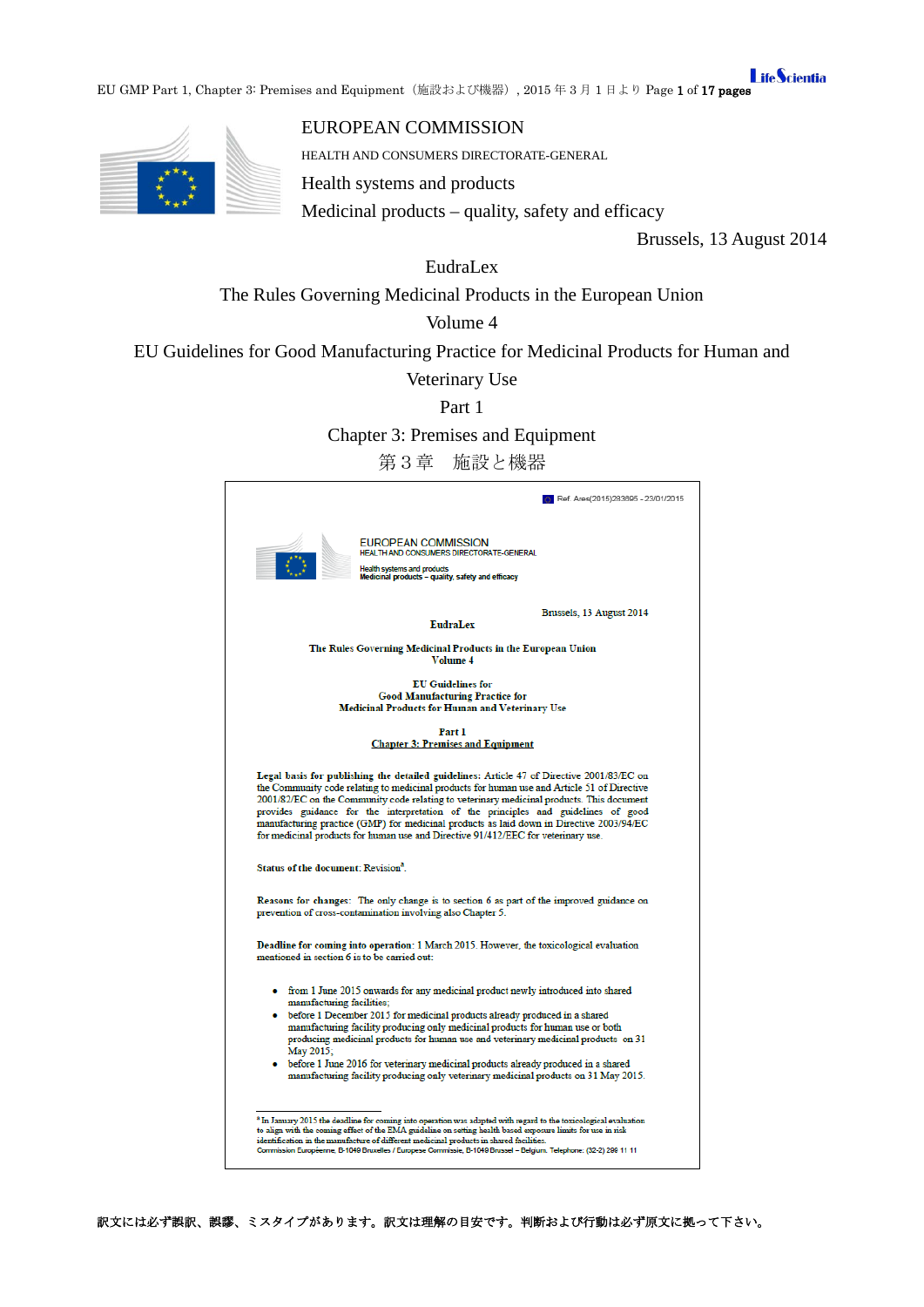EUROPEAN COMMISSION

HEALTH AND CONSUMERS DIRECTORATE-GENERAL

Health systems and products

Medicinal products – quality, safety and efficacy

Brussels, 13 August 2014

EudraLex

The Rules Governing Medicinal Products in the European Union

Volume 4

EU Guidelines for Good Manufacturing Practice for Medicinal Products for Human and Veterinary Use

Part 1

# Chapter 3: Premises and Equipment

# 第３章　施設と機器

---

Ref. Ares(2015)283895 - 23/01/2015

EUROPEAN COMMISSION
HEALTH AND CONSUMERS DIRECTORATE-GENERAL

Health systems and products
Medicinal products – quality, safety and efficacy

Brussels, 13 August 2014

**EudraLex**

**The Rules Governing Medicinal Products in the European Union**
**Volume 4**

**EU Guidelines for**
**Good Manufacturing Practice for**
**Medicinal Products for Human and Veterinary Use**

**Part 1**
**Chapter 3: Premises and Equipment**

**Legal basis for publishing the detailed guidelines:** Article 47 of Directive 2001/83/EC on the Community code relating to medicinal products for human use and Article 51 of Directive 2001/82/EC on the Community code relating to veterinary medicinal products. This document provides guidance for the interpretation of the principles and guidelines of good manufacturing practice (GMP) for medicinal products as laid down in Directive 2003/94/EC for medicinal products for human use and Directive 91/412/EEC for veterinary use.

**Status of the document:** Revision[a].

**Reasons for changes:** The only change is to section 6 as part of the improved guidance on prevention of cross-contamination involving also Chapter 5.

**Deadline for coming into operation:** 1 March 2015. However, the toxicological evaluation mentioned in section 6 is to be carried out:

- from 1 June 2015 onwards for any medicinal product newly introduced into shared manufacturing facilities;
- before 1 December 2015 for medicinal products already produced in a shared manufacturing facility producing only medicinal products for human use or both producing medicinal products for human use and veterinary medicinal products on 31 May 2015;
- before 1 June 2016 for veterinary medicinal products already produced in a shared manufacturing facility producing only veterinary medicinal products on 31 May 2015.

[a] In January 2015 the deadline for coming into operation was adapted with regard to the toxicological evaluation to align with the coming effect of the EMA guideline on setting health based exposure limits for use in risk identification in the manufacture of different medicinal products in shared facilities.

Commission Européenne, B-1049 Bruxelles / Europese Commissie, B-1049 Brussel – Belgium. Telephone: (32-2) 299 11 11

---

訳文には必ず誤訳、誤謬、ミスタイプがあります。訳文は理解の目安です。判断および行動は必ず原文に拠って下さい。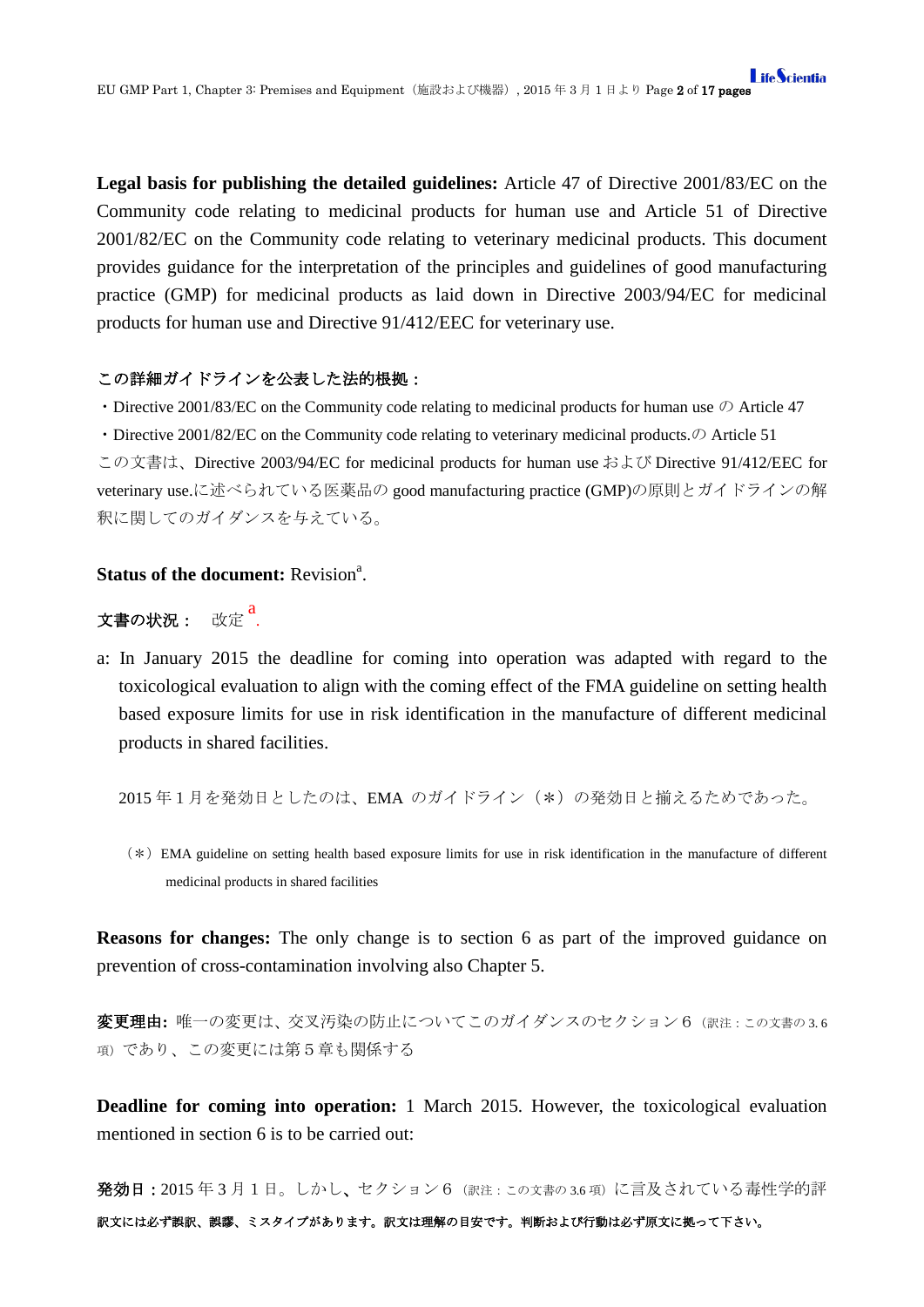**Legal basis for publishing the detailed guidelines:** Article 47 of Directive 2001/83/EC on the Community code relating to medicinal products for human use and Article 51 of Directive 2001/82/EC on the Community code relating to veterinary medicinal products. This document provides guidance for the interpretation of the principles and guidelines of good manufacturing practice (GMP) for medicinal products as laid down in Directive 2003/94/EC for medicinal products for human use and Directive 91/412/EEC for veterinary use.

**この詳細ガイドラインを公表した法的根拠：**

・Directive 2001/83/EC on the Community code relating to medicinal products for human use の Article 47

・Directive 2001/82/EC on the Community code relating to veterinary medicinal products.の Article 51

この文書は、Directive 2003/94/EC for medicinal products for human use および Directive 91/412/EEC for veterinary use.に述べられている医薬品の good manufacturing practice (GMP)の原則とガイドラインの解釈に関してのガイダンスを与えている。

**Status of the document:** Revision[a].

**文書の状況：** 改定[a].

a: In January 2015 the deadline for coming into operation was adapted with regard to the toxicological evaluation to align with the coming effect of the FMA guideline on setting health based exposure limits for use in risk identification in the manufacture of different medicinal products in shared facilities.

2015 年 1 月を発効日としたのは、EMA のガイドライン（＊）の発効日と揃えるためであった。

（＊）EMA guideline on setting health based exposure limits for use in risk identification in the manufacture of different medicinal products in shared facilities

**Reasons for changes:** The only change is to section 6 as part of the improved guidance on prevention of cross-contamination involving also Chapter 5.

**変更理由:** 唯一の変更は、交叉汚染の防止についてこのガイダンスのセクション 6（訳注：この文書の 3.6 項）であり、この変更には第 5 章も関係する

**Deadline for coming into operation:** 1 March 2015. However, the toxicological evaluation mentioned in section 6 is to be carried out:

**発効日：**2015 年 3 月 1 日。しかし、セクション 6（訳注：この文書の 3.6 項）に言及されている毒性学的評

訳文には必ず誤訳、誤謬、ミスタイプがあります。訳文は理解の目安です。判断および行動は必ず原文に拠って下さい。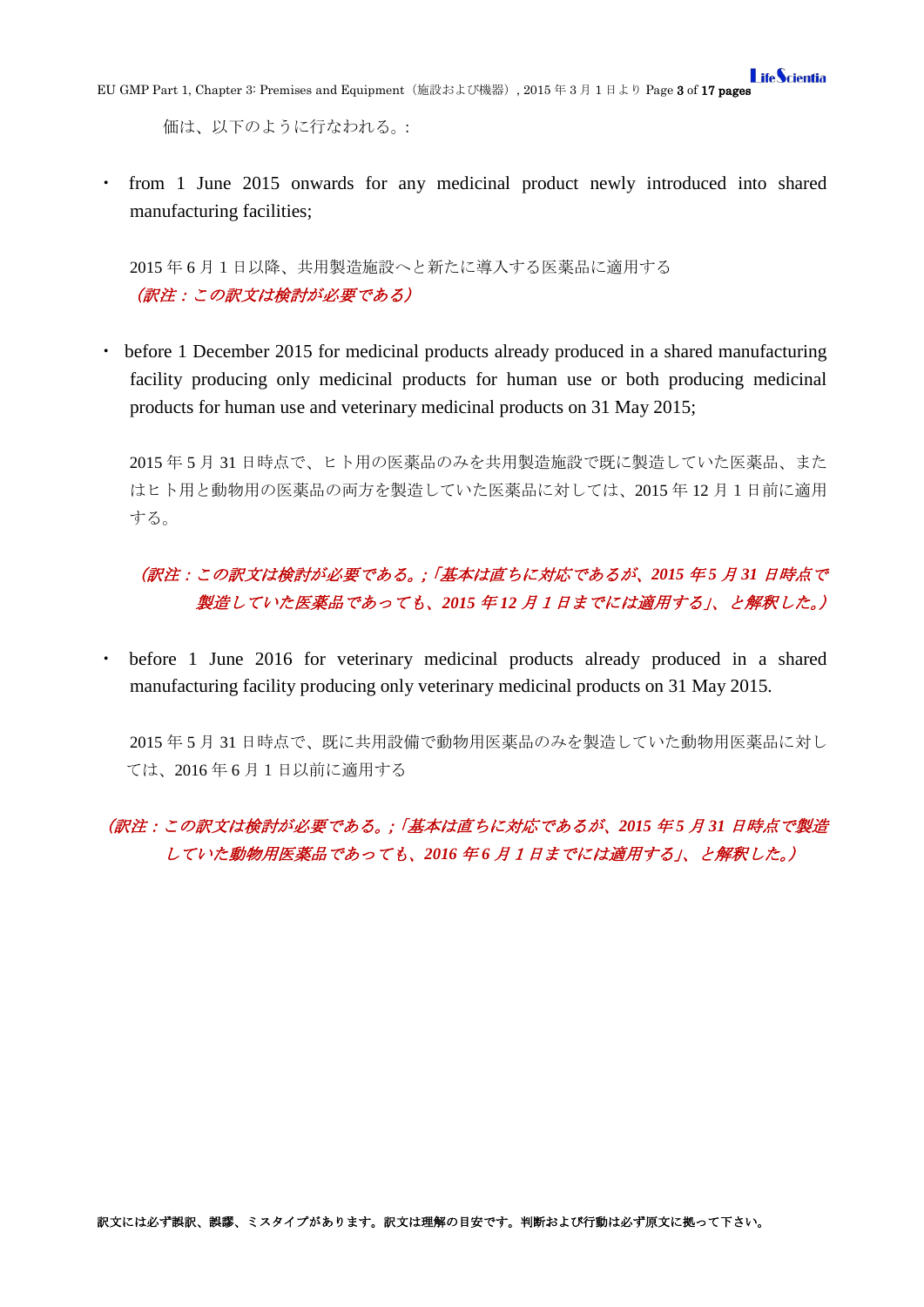価は、以下のように行なわれる。:

- from 1 June 2015 onwards for any medicinal product newly introduced into shared manufacturing facilities;

  2015 年 6 月 1 日以降、共用製造施設へと新たに導入する医薬品に適用する
  *（訳注：この訳文は検討が必要である）*

- before 1 December 2015 for medicinal products already produced in a shared manufacturing facility producing only medicinal products for human use or both producing medicinal products for human use and veterinary medicinal products on 31 May 2015;

  2015 年 5 月 31 日時点で、ヒト用の医薬品のみを共用製造施設で既に製造していた医薬品、またはヒト用と動物用の医薬品の両方を製造していた医薬品に対しては、2015 年 12 月 1 日前に適用する。

  *（訳注：この訳文は検討が必要である。;「基本は直ちに対応であるが、2015 年 5 月 31 日時点で製造していた医薬品であっても、2015 年 12 月 1 日までには適用する」、と解釈した。）*

- before 1 June 2016 for veterinary medicinal products already produced in a shared manufacturing facility producing only veterinary medicinal products on 31 May 2015.

  2015 年 5 月 31 日時点で、既に共用設備で動物用医薬品のみを製造していた動物用医薬品に対しては、2016 年 6 月 1 日以前に適用する

*（訳注：この訳文は検討が必要である。;「基本は直ちに対応であるが、2015 年 5 月 31 日時点で製造していた動物用医薬品であっても、2016 年 6 月 1 日までには適用する」、と解釈した。）*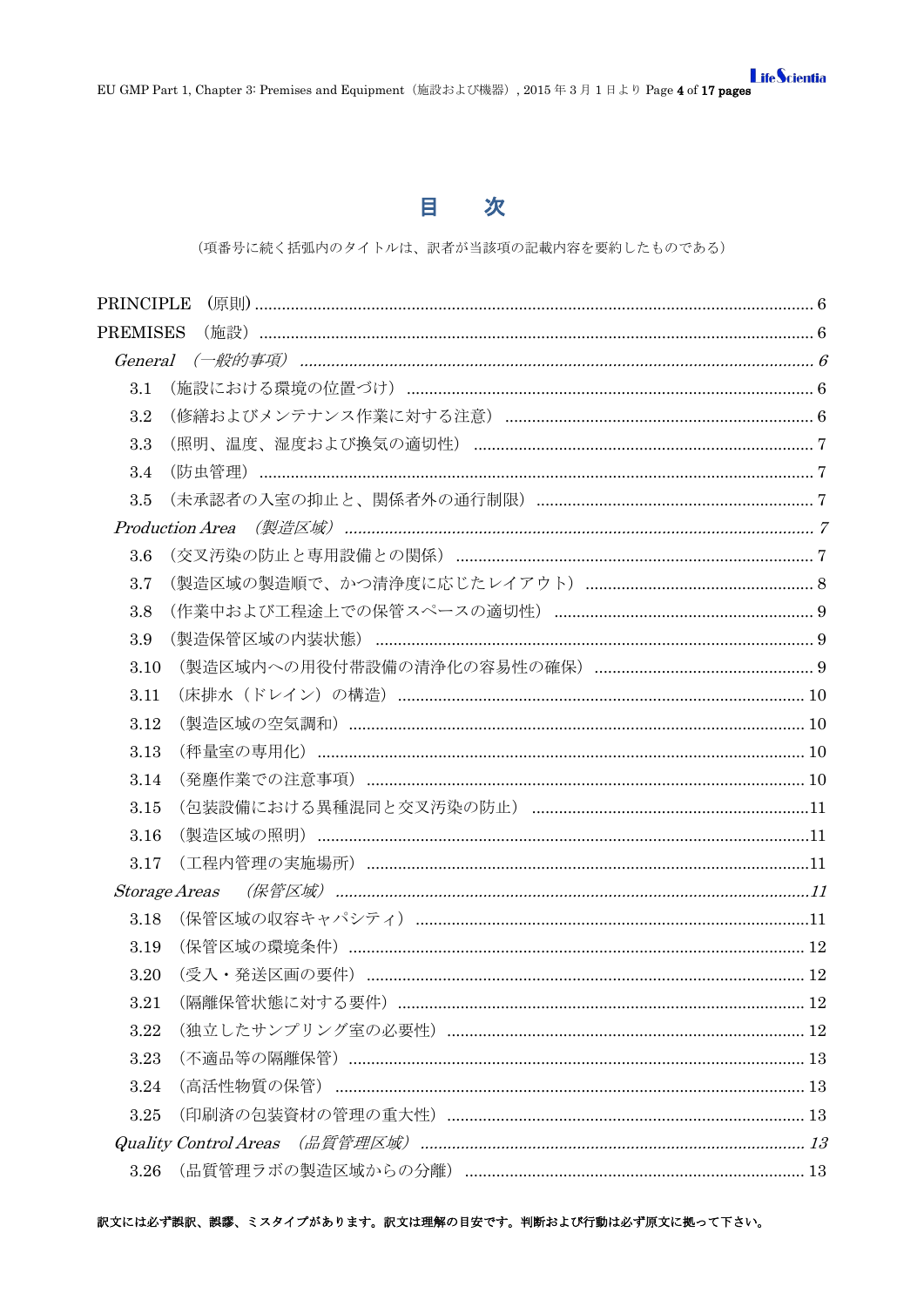# 目　次

（項番号に続く括弧内のタイトルは、訳者が当該項の記載内容を要約したものである）

PRINCIPLE （原則） ........ 6
PRINCIPLE （原則）6 → see below

- PRINCIPLE （原則） ........ 6
- PREMISES （施設） ........ 6
  - *General （一般的事項）* ........ 6
    - 3.1 （施設における環境の位置づけ） ........ 6
    - 3.2 （修繕およびメンテナンス作業に対する注意） ........ 6
    - 3.3 （照明、温度、湿度および換気の適切性） ........ 7
    - 3.4 （防虫管理） ........ 7
    - 3.5 （未承認者の入室の抑止と、関係者外の通行制限） ........ 7
  - *Production Area （製造区域）* ........ 7
    - 3.6 （交叉汚染の防止と専用設備との関係） ........ 7
    - 3.7 （製造区域の製造順で、かつ清浄度に応じたレイアウト） ........ 8
    - 3.8 （作業中および工程途上での保管スペースの適切性） ........ 9
    - 3.9 （製造保管区域の内装状態） ........ 9
    - 3.10 （製造区域内への用役付帯設備の清浄化の容易性の確保） ........ 9
    - 3.11 （床排水（ドレイン）の構造） ........ 10
    - 3.12 （製造区域の空気調和） ........ 10
    - 3.13 （秤量室の専用化） ........ 10
    - 3.14 （発塵作業での注意事項） ........ 10
    - 3.15 （包装設備における異種混同と交叉汚染の防止） ........ 11
    - 3.16 （製造区域の照明） ........ 11
    - 3.17 （工程内管理の実施場所） ........ 11
  - *Storage Areas （保管区域）* ........ 11
    - 3.18 （保管区域の収容キャパシティ） ........ 11
    - 3.19 （保管区域の環境条件） ........ 12
    - 3.20 （受入・発送区画の要件） ........ 12
    - 3.21 （隔離保管状態に対する要件） ........ 12
    - 3.22 （独立したサンプリング室の必要性） ........ 12
    - 3.23 （不適品等の隔離保管） ........ 13
    - 3.24 （高活性物質の保管） ........ 13
    - 3.25 （印刷済の包装資材の管理の重大性） ........ 13
  - *Quality Control Areas （品質管理区域）* ........ 13
    - 3.26 （品質管理ラボの製造区域からの分離） ........ 13

**訳文には必ず誤訳、誤謬、ミスタイプがあります。訳文は理解の目安です。判断および行動は必ず原文に拠って下さい。**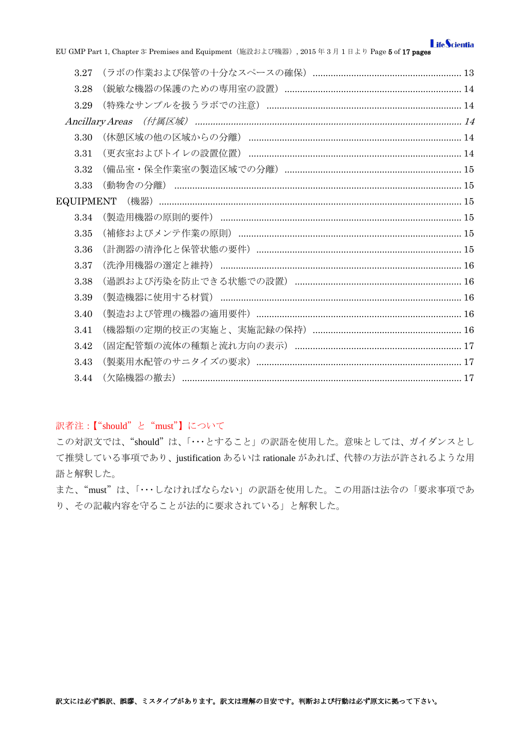3.27 （ラボの作業および保管の十分なスペースの確保） .......................................................... 13
3.28 （鋭敏な機器の保護のための専用室の設置） .................................................................... 14
3.29 （特殊なサンプルを扱うラボでの注意） ........................................................................... 14

*Ancillary Areas （付属区域）* ........................................................................................................ *14*

3.30 （休憩区域の他の区域からの分離） .................................................................................. 14
3.31 （更衣室およびトイレの設置位置） .................................................................................. 14
3.32 （備品室・保全作業室の製造区域での分離） .................................................................... 15
3.33 （動物舎の分離） ................................................................................................................ 15

EQUIPMENT （機器） .................................................................................................................... 15

3.34 （製造用機器の原則的要件） ............................................................................................. 15
3.35 （補修およびメンテ作業の原則） ...................................................................................... 15
3.36 （計測器の清浄化と保管状態の要件） ............................................................................... 15
3.37 （洗浄用機器の選定と維持） ............................................................................................. 16
3.38 （過誤および汚染を防止できる状態での設置） ................................................................ 16
3.39 （製造機器に使用する材質） ............................................................................................. 16
3.40 （製造および管理の機器の適用要件） ............................................................................... 16
3.41 （機器類の定期的校正の実施と、実施記録の保持） .......................................................... 16
3.42 （固定配管類の流体の種類と流れ方向の表示） ................................................................ 17
3.43 （製薬用水配管のサニタイズの要求） ............................................................................... 17
3.44 （欠陥機器の撤去） ............................................................................................................ 17

訳者注：【“should”と“must”】について

この対訳文では、“should”は、「･･･とすること」の訳語を使用した。意味としては、ガイダンスとして推奨している事項であり、justification あるいは rationale があれば、代替の方法が許されるような用語と解釈した。

また、“must”は、「･･･しなければならない」の訳語を使用した。この用語は法令の「要求事項であり、その記載内容を守ることが法的に要求されている」と解釈した。

**訳文には必ず誤訳、誤謬、ミスタイプがあります。訳文は理解の目安です。判断および行動は必ず原文に拠って下さい。**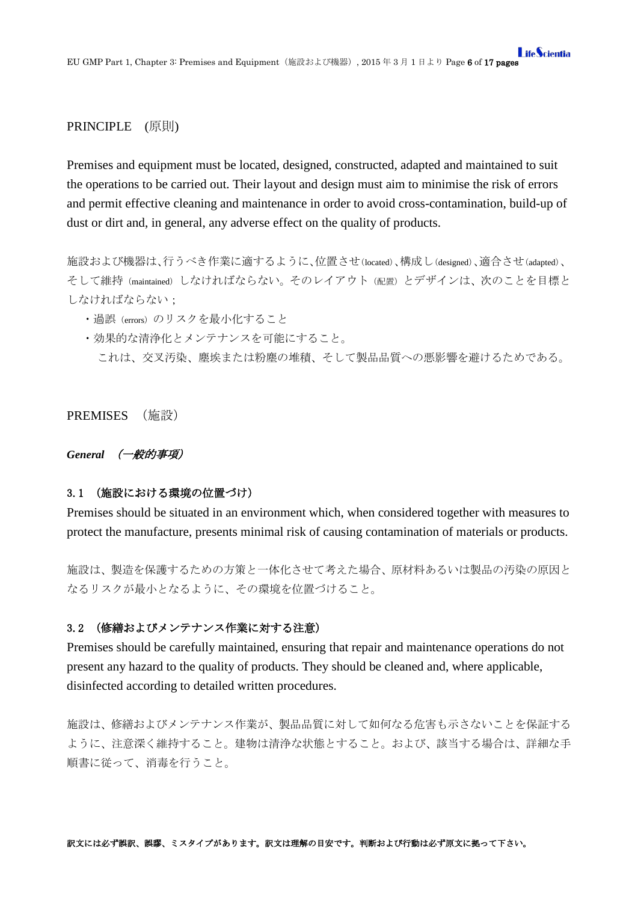## PRINCIPLE (原則)

Premises and equipment must be located, designed, constructed, adapted and maintained to suit the operations to be carried out. Their layout and design must aim to minimise the risk of errors and permit effective cleaning and maintenance in order to avoid cross-contamination, build-up of dust or dirt and, in general, any adverse effect on the quality of products.

施設および機器は、行うべき作業に適するように、位置させ(located)、構成し(designed)、適合させ(adapted)、そして維持(maintained)しなければならない。そのレイアウト(配置)とデザインは、次のことを目標としなければならない；

- 過誤(errors)のリスクを最小化すること
- 効果的な清浄化とメンテナンスを可能にすること。

  これは、交叉汚染、塵埃または粉塵の堆積、そして製品品質への悪影響を避けるためである。

## PREMISES （施設）

### *General （一般的事項）*

#### 3.1 （施設における環境の位置づけ）

Premises should be situated in an environment which, when considered together with measures to protect the manufacture, presents minimal risk of causing contamination of materials or products.

施設は、製造を保護するための方策と一体化させて考えた場合、原材料あるいは製品の汚染の原因となるリスクが最小となるように、その環境を位置づけること。

#### 3.2 （修繕およびメンテナンス作業に対する注意）

Premises should be carefully maintained, ensuring that repair and maintenance operations do not present any hazard to the quality of products. They should be cleaned and, where applicable, disinfected according to detailed written procedures.

施設は、修繕およびメンテナンス作業が、製品品質に対して如何なる危害も示さないことを保証するように、注意深く維持すること。建物は清浄な状態とすること。および、該当する場合は、詳細な手順書に従って、消毒を行うこと。

**訳文には必ず誤訳、誤謬、ミスタイプがあります。訳文は理解の目安です。判断および行動は必ず原文に拠って下さい。**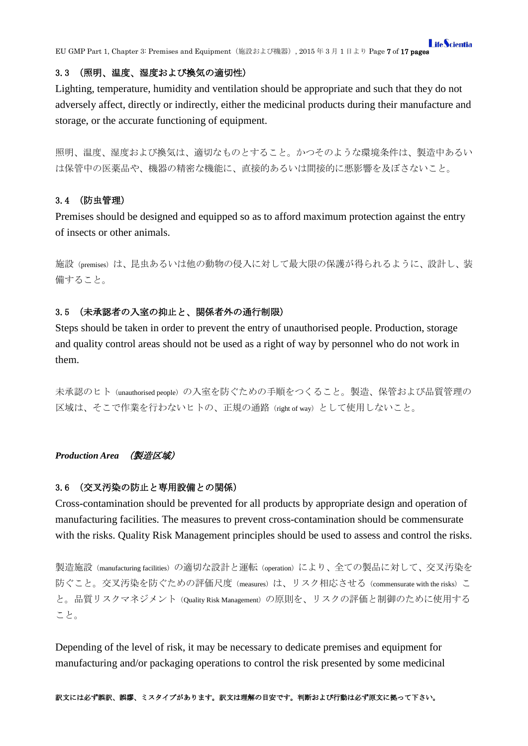### 3.3 （照明、温度、湿度および換気の適切性）

Lighting, temperature, humidity and ventilation should be appropriate and such that they do not adversely affect, directly or indirectly, either the medicinal products during their manufacture and storage, or the accurate functioning of equipment.

照明、温度、湿度および換気は、適切なものとすること。かつそのような環境条件は、製造中あるいは保管中の医薬品や、機器の精密な機能に、直接的あるいは間接的に悪影響を及ぼさないこと。

### 3.4 （防虫管理）

Premises should be designed and equipped so as to afford maximum protection against the entry of insects or other animals.

施設（premises）は、昆虫あるいは他の動物の侵入に対して最大限の保護が得られるように、設計し、装備すること。

### 3.5 （未承認者の入室の抑止と、関係者外の通行制限）

Steps should be taken in order to prevent the entry of unauthorised people. Production, storage and quality control areas should not be used as a right of way by personnel who do not work in them.

未承認のヒト（unauthorised people）の入室を防ぐための手順をつくること。製造、保管および品質管理の区域は、そこで作業を行わないヒトの、正規の通路（right of way）として使用しないこと。

***Production Area*** ***（製造区域）***

### 3.6 （交叉汚染の防止と専用設備との関係）

Cross-contamination should be prevented for all products by appropriate design and operation of manufacturing facilities. The measures to prevent cross-contamination should be commensurate with the risks. Quality Risk Management principles should be used to assess and control the risks.

製造施設（manufacturing facilities）の適切な設計と運転（operation）により、全ての製品に対して、交叉汚染を防ぐこと。交叉汚染を防ぐための評価尺度（measures）は、リスク相応させる（commensurate with the risks）こと。品質リスクマネジメント（Quality Risk Management）の原則を、リスクの評価と制御のために使用すること。

Depending of the level of risk, it may be necessary to dedicate premises and equipment for manufacturing and/or packaging operations to control the risk presented by some medicinal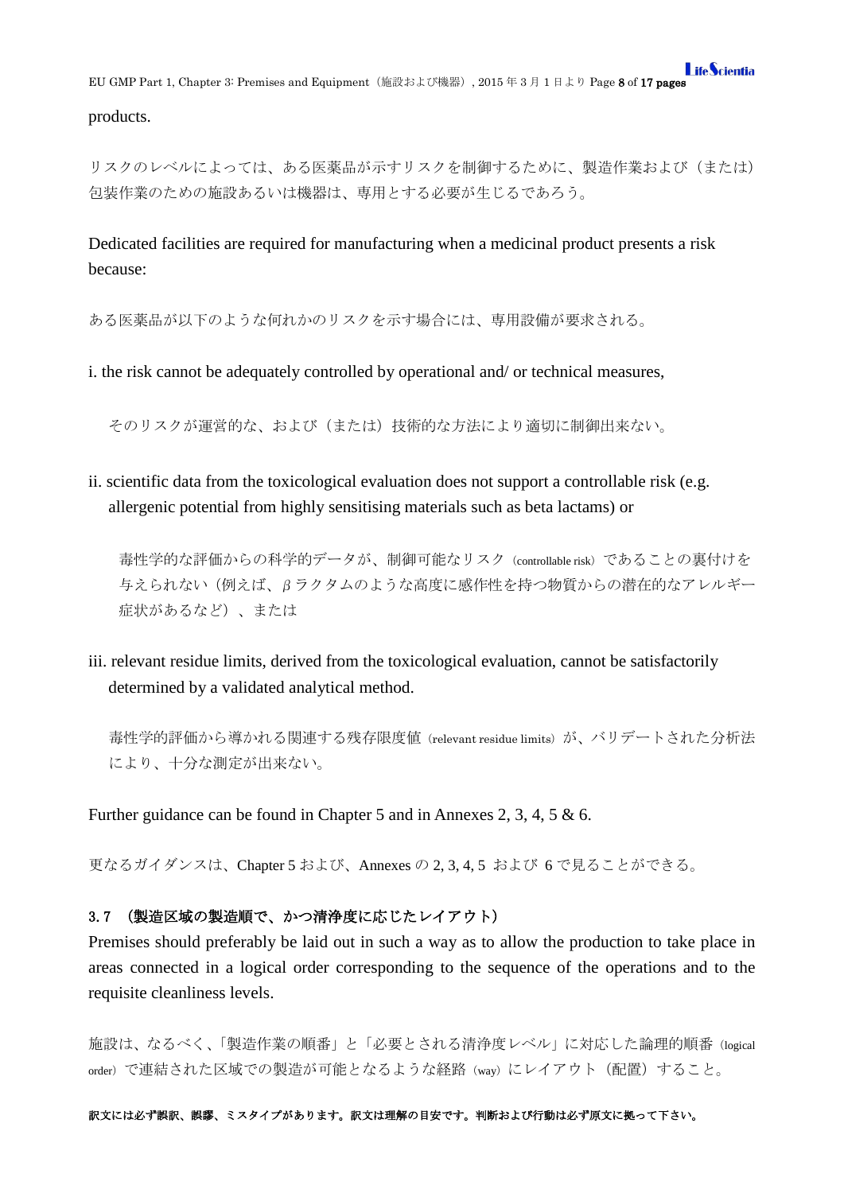products.

リスクのレベルによっては、ある医薬品が示すリスクを制御するために、製造作業および（または）包装作業のための施設あるいは機器は、専用とする必要が生じるであろう。

Dedicated facilities are required for manufacturing when a medicinal product presents a risk because:

ある医薬品が以下のような何れかのリスクを示す場合には、専用設備が要求される。

i. the risk cannot be adequately controlled by operational and/ or technical measures,

そのリスクが運営的な、および（または）技術的な方法により適切に制御出来ない。

ii. scientific data from the toxicological evaluation does not support a controllable risk (e.g. allergenic potential from highly sensitising materials such as beta lactams) or

毒性学的な評価からの科学的データが、制御可能なリスク（controllable risk）であることの裏付けを与えられない（例えば、βラクタムのような高度に感作性を持つ物質からの潜在的なアレルギー症状があるなど）、または

iii. relevant residue limits, derived from the toxicological evaluation, cannot be satisfactorily determined by a validated analytical method.

毒性学的評価から導かれる関連する残存限度値（relevant residue limits）が、バリデートされた分析法により、十分な測定が出来ない。

Further guidance can be found in Chapter 5 and in Annexes 2, 3, 4, 5 & 6.

更なるガイダンスは、Chapter 5 および、Annexes の 2, 3, 4, 5 および 6 で見ることができる。

**3.7 （製造区域の製造順で、かつ清浄度に応じたレイアウト）**

Premises should preferably be laid out in such a way as to allow the production to take place in areas connected in a logical order corresponding to the sequence of the operations and to the requisite cleanliness levels.

施設は、なるべく、「製造作業の順番」と「必要とされる清浄度レベル」に対応した論理的順番（logical order）で連結された区域での製造が可能となるような経路（way）にレイアウト（配置）すること。

**訳文には必ず誤訳、誤謬、ミスタイプがあります。訳文は理解の目安です。判断および行動は必ず原文に拠って下さい。**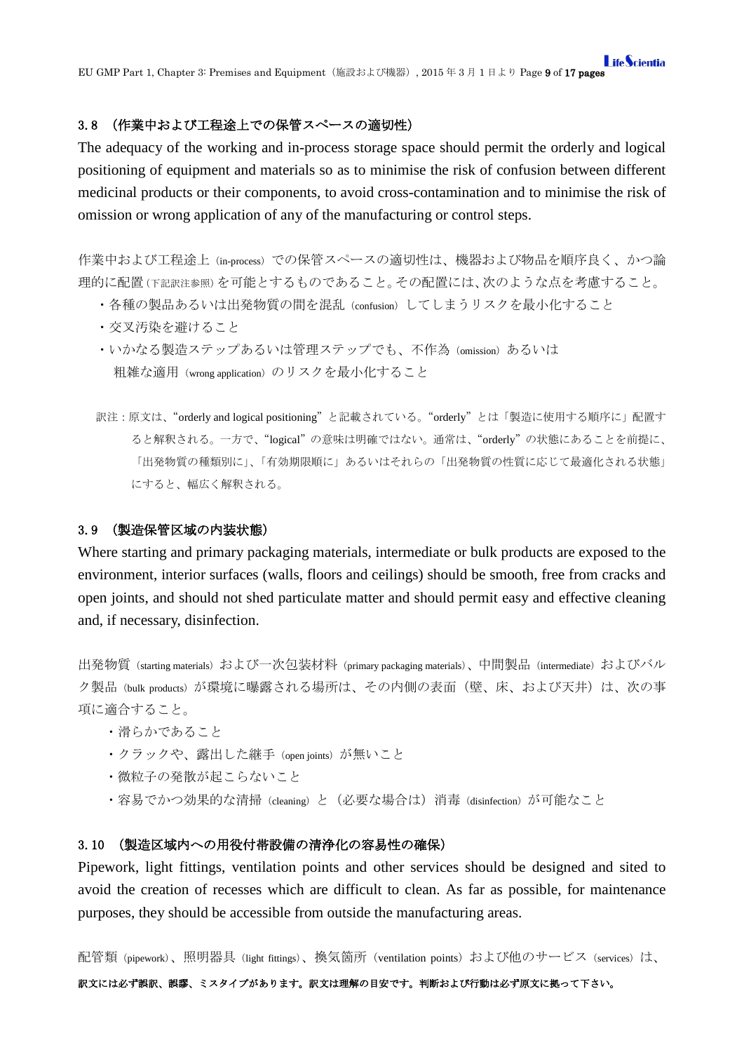### 3.8 （作業中および工程途上での保管スペースの適切性）

The adequacy of the working and in-process storage space should permit the orderly and logical positioning of equipment and materials so as to minimise the risk of confusion between different medicinal products or their components, to avoid cross-contamination and to minimise the risk of omission or wrong application of any of the manufacturing or control steps.

作業中および工程途上（in-process）での保管スペースの適切性は、機器および物品を順序良く、かつ論理的に配置（下記訳注参照）を可能とするものであること。その配置には、次のような点を考慮すること。

- ・各種の製品あるいは出発物質の間を混乱（confusion）してしまうリスクを最小化すること
- ・交叉汚染を避けること
- ・いかなる製造ステップあるいは管理ステップでも、不作為（omission）あるいは粗雑な適用（wrong application）のリスクを最小化すること

訳注：原文は、"orderly and logical positioning"と記載されている。"orderly"とは「製造に使用する順序に」配置すると解釈される。一方で、"logical"の意味は明確ではない。通常は、"orderly"の状態にあることを前提に、「出発物質の種類別に」、「有効期限順に」あるいはそれらの「出発物質の性質に応じて最適化される状態」にすると、幅広く解釈される。

### 3.9 （製造保管区域の内装状態）

Where starting and primary packaging materials, intermediate or bulk products are exposed to the environment, interior surfaces (walls, floors and ceilings) should be smooth, free from cracks and open joints, and should not shed particulate matter and should permit easy and effective cleaning and, if necessary, disinfection.

出発物質（starting materials）および一次包装材料（primary packaging materials）、中間製品（intermediate）およびバルク製品（bulk products）が環境に曝露される場所は、その内側の表面（壁、床、および天井）は、次の事項に適合すること。

- ・滑らかであること
- ・クラックや、露出した継手（open joints）が無いこと
- ・微粒子の発散が起こらないこと
- ・容易でかつ効果的な清掃（cleaning）と（必要な場合は）消毒（disinfection）が可能なこと

### 3.10 （製造区域内への用役付帯設備の清浄化の容易性の確保）

Pipework, light fittings, ventilation points and other services should be designed and sited to avoid the creation of recesses which are difficult to clean. As far as possible, for maintenance purposes, they should be accessible from outside the manufacturing areas.

配管類（pipework）、照明器具（light fittings）、換気箇所（ventilation points）および他のサービス（services）は、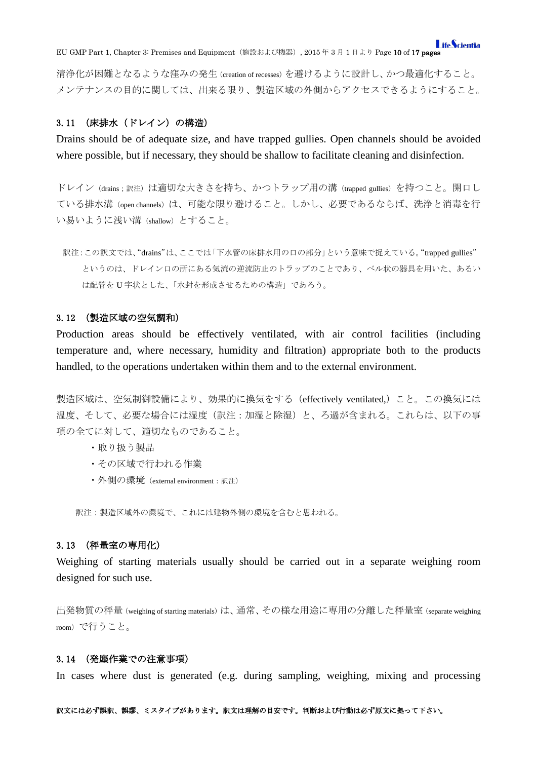清浄化が困難となるような窪みの発生（creation of recesses）を避けるように設計し、かつ最適化すること。メンテナンスの目的に関しては、出来る限り、製造区域の外側からアクセスできるようにすること。

### 3. 11 （床排水（ドレイン）の構造）

Drains should be of adequate size, and have trapped gullies. Open channels should be avoided where possible, but if necessary, they should be shallow to facilitate cleaning and disinfection.

ドレイン（drains ; 訳注）は適切な大きさを持ち、かつトラップ用の溝（trapped gullies）を持つこと。開口している排水溝（open channels）は、可能な限り避けること。しかし、必要であるならば、洗浄と消毒を行い易いように浅い溝（shallow）とすること。

訳注：この訳文では、“drains”は、ここでは「下水管の床排水用の口の部分」という意味で捉えている。“trapped gullies”というのは、ドレイン口の所にある気流の逆流防止のトラップのことであり、ベル状の器具を用いた、あるいは配管をU字状とした、「水封を形成させるための構造」であろう。

### 3. 12 （製造区域の空気調和）

Production areas should be effectively ventilated, with air control facilities (including temperature and, where necessary, humidity and filtration) appropriate both to the products handled, to the operations undertaken within them and to the external environment.

製造区域は、空気制御設備により、効果的に換気をする（effectively ventilated,）こと。この換気には温度、そして、必要な場合には湿度（訳注：加湿と除湿）と、ろ過が含まれる。これらは、以下の事項の全てに対して、適切なものであること。

- 取り扱う製品
- その区域で行われる作業
- 外側の環境（external environment：訳注）

訳注：製造区域外の環境で、これには建物外側の環境を含むと思われる。

### 3. 13 （秤量室の専用化）

Weighing of starting materials usually should be carried out in a separate weighing room designed for such use.

出発物質の秤量（weighing of starting materials）は、通常、その様な用途に専用の分離した秤量室（separate weighing room）で行うこと。

### 3. 14 （発塵作業での注意事項）

In cases where dust is generated (e.g. during sampling, weighing, mixing and processing

訳文には必ず誤訳、誤謬、ミスタイプがあります。訳文は理解の目安です。判断および行動は必ず原文に拠って下さい。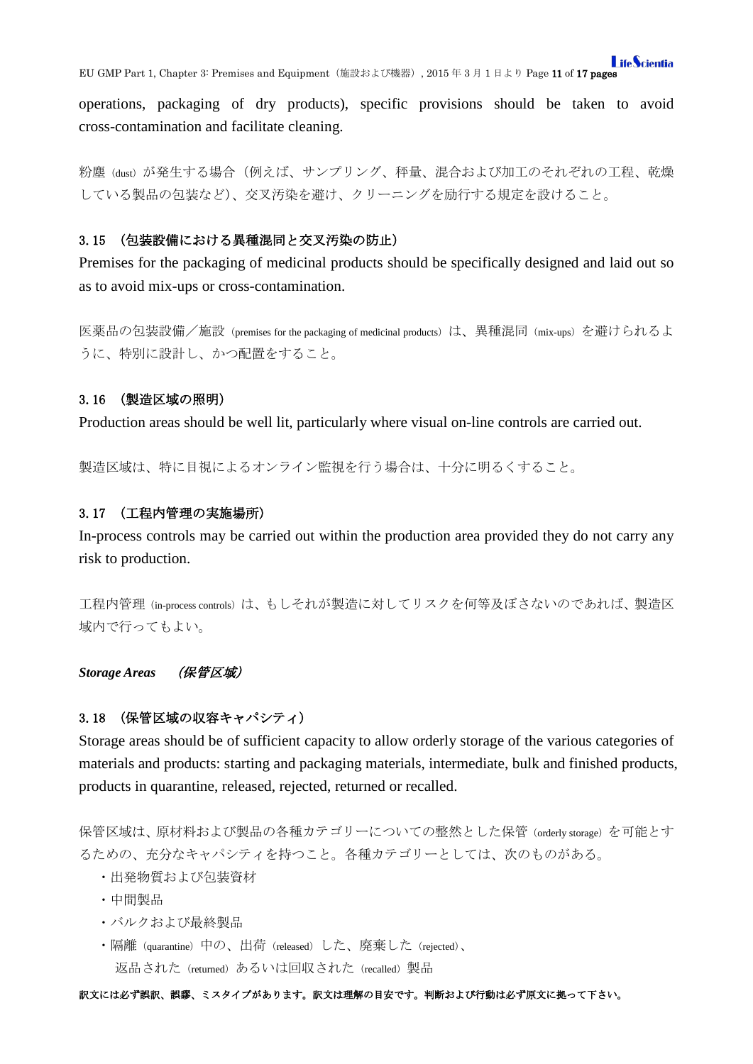operations, packaging of dry products), specific provisions should be taken to avoid cross-contamination and facilitate cleaning.

粉塵（dust）が発生する場合（例えば、サンプリング、秤量、混合および加工のそれぞれの工程、乾燥している製品の包装など）、交叉汚染を避け、クリーニングを励行する規定を設けること。

### 3.15 （包装設備における異種混同と交叉汚染の防止）

Premises for the packaging of medicinal products should be specifically designed and laid out so as to avoid mix-ups or cross-contamination.

医薬品の包装設備／施設（premises for the packaging of medicinal products）は、異種混同（mix-ups）を避けられるように、特別に設計し、かつ配置をすること。

### 3.16 （製造区域の照明）

Production areas should be well lit, particularly where visual on-line controls are carried out.

製造区域は、特に目視によるオンライン監視を行う場合は、十分に明るくすること。

### 3.17 （工程内管理の実施場所）

In-process controls may be carried out within the production area provided they do not carry any risk to production.

工程内管理（in-process controls）は、もしそれが製造に対してリスクを何等及ぼさないのであれば、製造区域内で行ってもよい。

## *Storage Areas　（保管区域）*

### 3.18 （保管区域の収容キャパシティ）

Storage areas should be of sufficient capacity to allow orderly storage of the various categories of materials and products: starting and packaging materials, intermediate, bulk and finished products, products in quarantine, released, rejected, returned or recalled.

保管区域は、原材料および製品の各種カテゴリーについての整然とした保管（orderly storage）を可能とするための、充分なキャパシティを持つこと。各種カテゴリーとしては、次のものがある。

- 出発物質および包装資材
- 中間製品
- バルクおよび最終製品
- 隔離（quarantine）中の、出荷（released）した、廃棄した（rejected）、返品された（returned）あるいは回収された（recalled）製品

**訳文には必ず誤訳、誤謬、ミスタイプがあります。訳文は理解の目安です。判断および行動は必ず原文に拠って下さい。**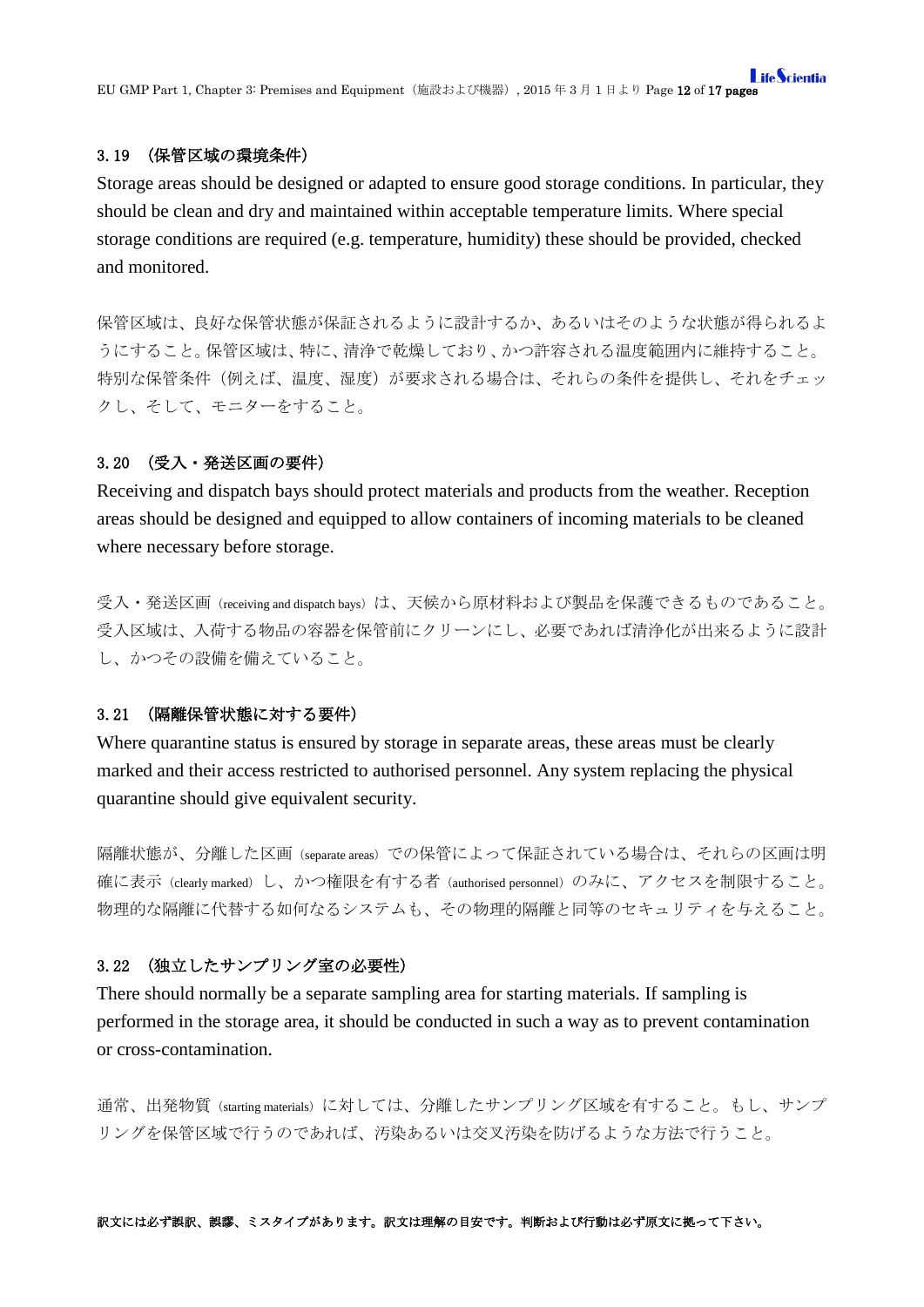### 3.19 （保管区域の環境条件）

Storage areas should be designed or adapted to ensure good storage conditions. In particular, they should be clean and dry and maintained within acceptable temperature limits. Where special storage conditions are required (e.g. temperature, humidity) these should be provided, checked and monitored.

保管区域は、良好な保管状態が保証されるように設計するか、あるいはそのような状態が得られるようにすること。保管区域は、特に、清浄で乾燥しており、かつ許容される温度範囲内に維持すること。特別な保管条件（例えば、温度、湿度）が要求される場合は、それらの条件を提供し、それをチェックし、そして、モニターをすること。

### 3.20 （受入・発送区画の要件）

Receiving and dispatch bays should protect materials and products from the weather. Reception areas should be designed and equipped to allow containers of incoming materials to be cleaned where necessary before storage.

受入・発送区画（receiving and dispatch bays）は、天候から原材料および製品を保護できるものであること。受入区域は、入荷する物品の容器を保管前にクリーンにし、必要であれば清浄化が出来るように設計し、かつその設備を備えていること。

### 3.21 （隔離保管状態に対する要件）

Where quarantine status is ensured by storage in separate areas, these areas must be clearly marked and their access restricted to authorised personnel. Any system replacing the physical quarantine should give equivalent security.

隔離状態が、分離した区画（separate areas）での保管によって保証されている場合は、それらの区画は明確に表示（clearly marked）し、かつ権限を有する者（authorised personnel）のみに、アクセスを制限すること。物理的な隔離に代替する如何なるシステムも、その物理的隔離と同等のセキュリティを与えること。

### 3.22 （独立したサンプリング室の必要性）

There should normally be a separate sampling area for starting materials. If sampling is performed in the storage area, it should be conducted in such a way as to prevent contamination or cross-contamination.

通常、出発物質（starting materials）に対しては、分離したサンプリング区域を有すること。もし、サンプリングを保管区域で行うのであれば、汚染あるいは交叉汚染を防げるような方法で行うこと。

**訳文には必ず誤訳、誤謬、ミスタイプがあります。訳文は理解の目安です。判断および行動は必ず原文に拠って下さい。**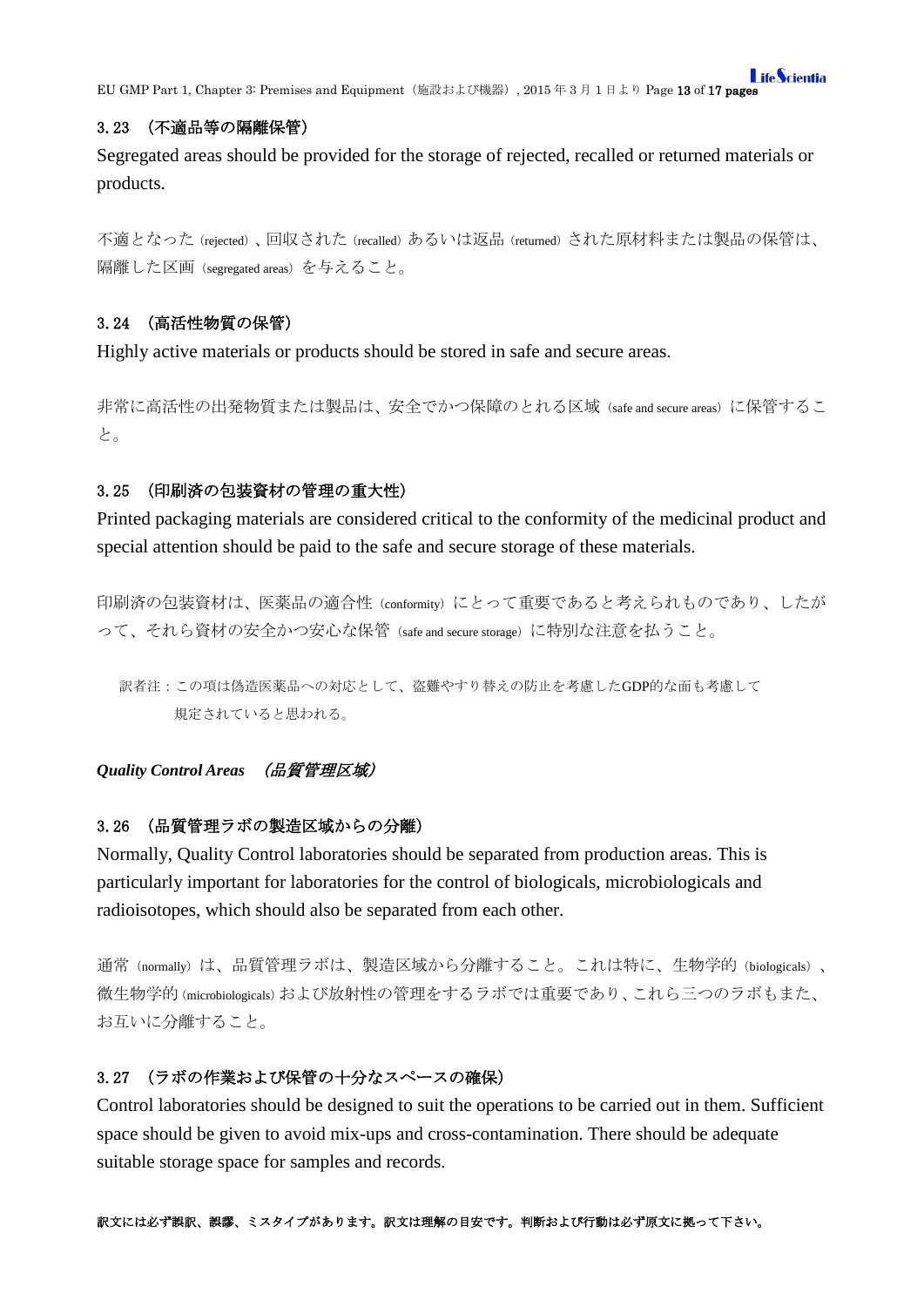### 3.23 （不適品等の隔離保管）

Segregated areas should be provided for the storage of rejected, recalled or returned materials or products.

不適となった（rejected）、回収された（recalled）あるいは返品（returned）された原材料または製品の保管は、隔離した区画（segregated areas）を与えること。

### 3.24 （高活性物質の保管）

Highly active materials or products should be stored in safe and secure areas.

非常に高活性の出発物質または製品は、安全でかつ保障のとれる区域（safe and secure areas）に保管すること。

### 3.25 （印刷済の包装資材の管理の重大性）

Printed packaging materials are considered critical to the conformity of the medicinal product and special attention should be paid to the safe and secure storage of these materials.

印刷済の包装資材は、医薬品の適合性（conformity）にとって重要であると考えられものであり、したがって、それら資材の安全かつ安心な保管（safe and secure storage）に特別な注意を払うこと。

> 訳者注：この項は偽造医薬品への対応として、盗難やすり替えの防止を考慮したGDP的な面も考慮して規定されていると思われる。

## *Quality Control Areas　（品質管理区域）*

### 3.26 （品質管理ラボの製造区域からの分離）

Normally, Quality Control laboratories should be separated from production areas. This is particularly important for laboratories for the control of biologicals, microbiologicals and radioisotopes, which should also be separated from each other.

通常（normally）は、品質管理ラボは、製造区域から分離すること。これは特に、生物学的（biologicals）、微生物学的（microbiologicals）および放射性の管理をするラボでは重要であり、これら三つのラボもまた、お互いに分離すること。

### 3.27 （ラボの作業および保管の十分なスペースの確保）

Control laboratories should be designed to suit the operations to be carried out in them. Sufficient space should be given to avoid mix-ups and cross-contamination. There should be adequate suitable storage space for samples and records.

**訳文には必ず誤訳、誤謬、ミスタイプがあります。訳文は理解の目安です。判断および行動は必ず原文に拠って下さい。**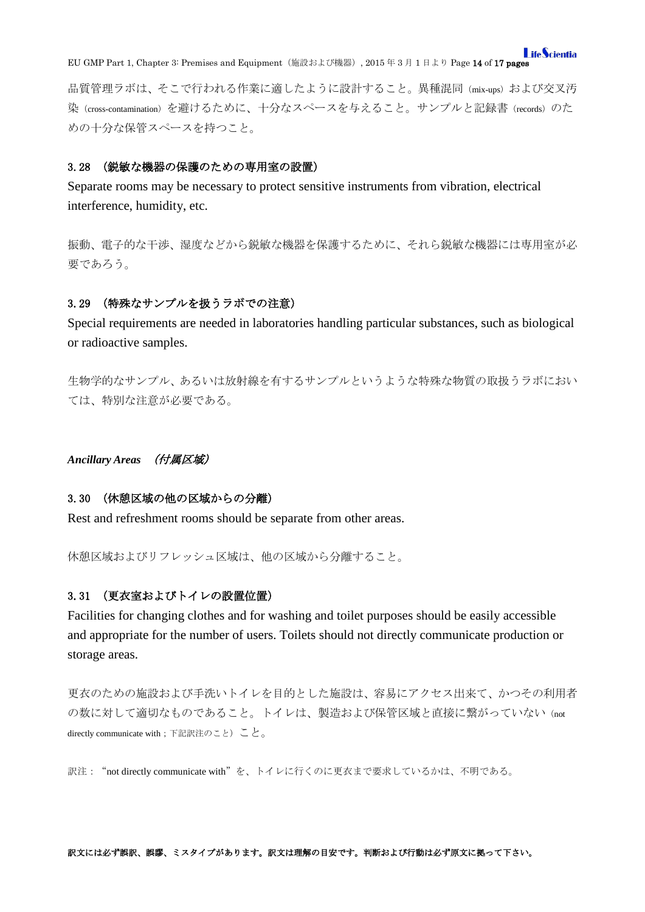品質管理ラボは、そこで行われる作業に適したように設計すること。異種混同（mix-ups）および交叉汚染（cross-contamination）を避けるために、十分なスペースを与えること。サンプルと記録書（records）のための十分な保管スペースを持つこと。

### 3. 28 （鋭敏な機器の保護のための専用室の設置）

Separate rooms may be necessary to protect sensitive instruments from vibration, electrical interference, humidity, etc.

振動、電子的な干渉、湿度などから鋭敏な機器を保護するために、それら鋭敏な機器には専用室が必要であろう。

### 3. 29 （特殊なサンプルを扱うラボでの注意）

Special requirements are needed in laboratories handling particular substances, such as biological or radioactive samples.

生物学的なサンプル、あるいは放射線を有するサンプルというような特殊な物質の取扱うラボにおいては、特別な注意が必要である。

## *Ancillary Areas* *（付属区域）*

### 3. 30 （休憩区域の他の区域からの分離）

Rest and refreshment rooms should be separate from other areas.

休憩区域およびリフレッシュ区域は、他の区域から分離すること。

### 3. 31 （更衣室およびトイレの設置位置）

Facilities for changing clothes and for washing and toilet purposes should be easily accessible and appropriate for the number of users. Toilets should not directly communicate production or storage areas.

更衣のための施設および手洗いトイレを目的とした施設は、容易にアクセス出来て、かつその利用者の数に対して適切なものであること。トイレは、製造および保管区域と直接に繋がっていない（not directly communicate with；下記訳注のこと）こと。

訳注：“not directly communicate with”を、トイレに行くのに更衣まで要求しているかは、不明である。

**訳文には必ず誤訳、誤謬、ミスタイプがあります。訳文は理解の目安です。判断および行動は必ず原文に拠って下さい。**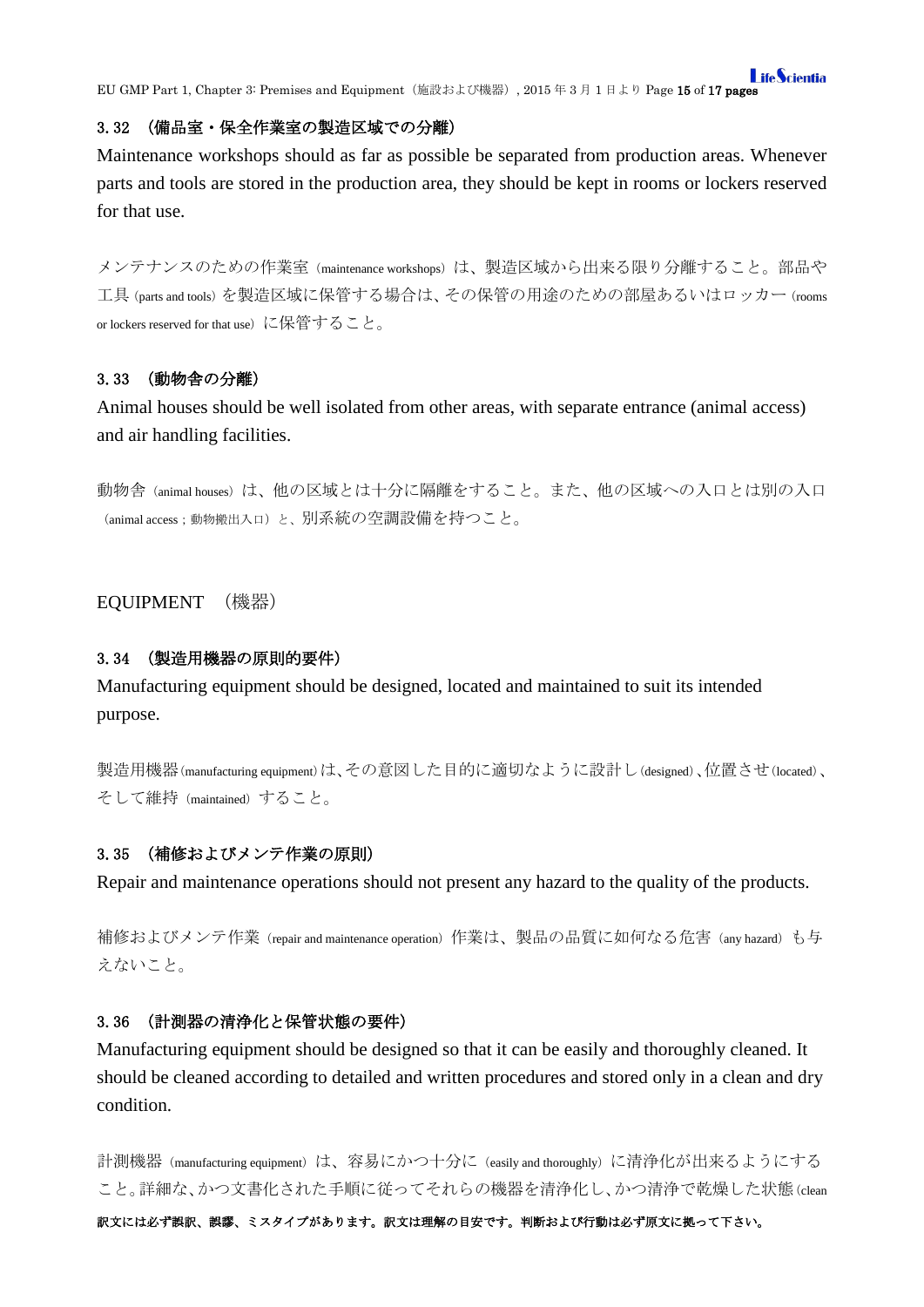### 3.32 （備品室・保全作業室の製造区域での分離）

Maintenance workshops should as far as possible be separated from production areas. Whenever parts and tools are stored in the production area, they should be kept in rooms or lockers reserved for that use.

メンテナンスのための作業室（maintenance workshops）は、製造区域から出来る限り分離すること。部品や工具（parts and tools）を製造区域に保管する場合は、その保管の用途のための部屋あるいはロッカー（rooms or lockers reserved for that use）に保管すること。

### 3.33 （動物舎の分離）

Animal houses should be well isolated from other areas, with separate entrance (animal access) and air handling facilities.

動物舎（animal houses）は、他の区域とは十分に隔離をすること。また、他の区域への入口とは別の入口（animal access；動物搬出入口）と、別系統の空調設備を持つこと。

## EQUIPMENT （機器）

### 3.34 （製造用機器の原則的要件）

Manufacturing equipment should be designed, located and maintained to suit its intended purpose.

製造用機器（manufacturing equipment）は、その意図した目的に適切なように設計し（designed）、位置させ（located）、そして維持（maintained）すること。

### 3.35 （補修およびメンテ作業の原則）

Repair and maintenance operations should not present any hazard to the quality of the products.

補修およびメンテ作業（repair and maintenance operation）作業は、製品の品質に如何なる危害（any hazard）も与えないこと。

### 3.36 （計測器の清浄化と保管状態の要件）

Manufacturing equipment should be designed so that it can be easily and thoroughly cleaned. It should be cleaned according to detailed and written procedures and stored only in a clean and dry condition.

計測機器（manufacturing equipment）は、容易にかつ十分に（easily and thoroughly）に清浄化が出来るようにすること。詳細な、かつ文書化された手順に従ってそれらの機器を清浄化し、かつ清浄で乾燥した状態（clean

訳文には必ず誤訳、誤謬、ミスタイプがあります。訳文は理解の目安です。判断および行動は必ず原文に拠って下さい。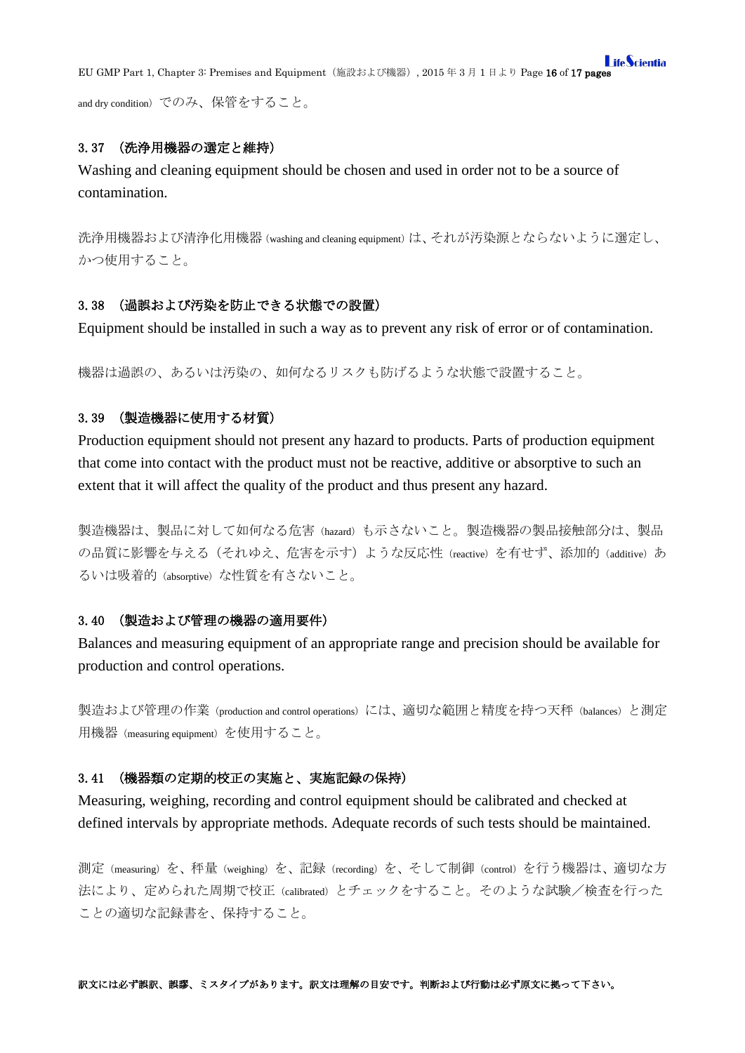and dry condition）でのみ、保管をすること。

### 3.37 （洗浄用機器の選定と維持）

Washing and cleaning equipment should be chosen and used in order not to be a source of contamination.

洗浄用機器および清浄化用機器（washing and cleaning equipment）は、それが汚染源とならないように選定し、かつ使用すること。

### 3.38 （過誤および汚染を防止できる状態での設置）

Equipment should be installed in such a way as to prevent any risk of error or of contamination.

機器は過誤の、あるいは汚染の、如何なるリスクも防げるような状態で設置すること。

### 3.39 （製造機器に使用する材質）

Production equipment should not present any hazard to products. Parts of production equipment that come into contact with the product must not be reactive, additive or absorptive to such an extent that it will affect the quality of the product and thus present any hazard.

製造機器は、製品に対して如何なる危害（hazard）も示さないこと。製造機器の製品接触部分は、製品の品質に影響を与える（それゆえ、危害を示す）ような反応性（reactive）を有せず、添加的（additive）あるいは吸着的（absorptive）な性質を有さないこと。

### 3.40 （製造および管理の機器の適用要件）

Balances and measuring equipment of an appropriate range and precision should be available for production and control operations.

製造および管理の作業（production and control operations）には、適切な範囲と精度を持つ天秤（balances）と測定用機器（measuring equipment）を使用すること。

### 3.41 （機器類の定期的校正の実施と、実施記録の保持）

Measuring, weighing, recording and control equipment should be calibrated and checked at defined intervals by appropriate methods. Adequate records of such tests should be maintained.

測定（measuring）を、秤量（weighing）を、記録（recording）を、そして制御（control）を行う機器は、適切な方法により、定められた周期で校正（calibrated）とチェックをすること。そのような試験／検査を行ったことの適切な記録書を、保持すること。

**訳文には必ず誤訳、誤謬、ミスタイプがあります。訳文は理解の目安です。判断および行動は必ず原文に拠って下さい。**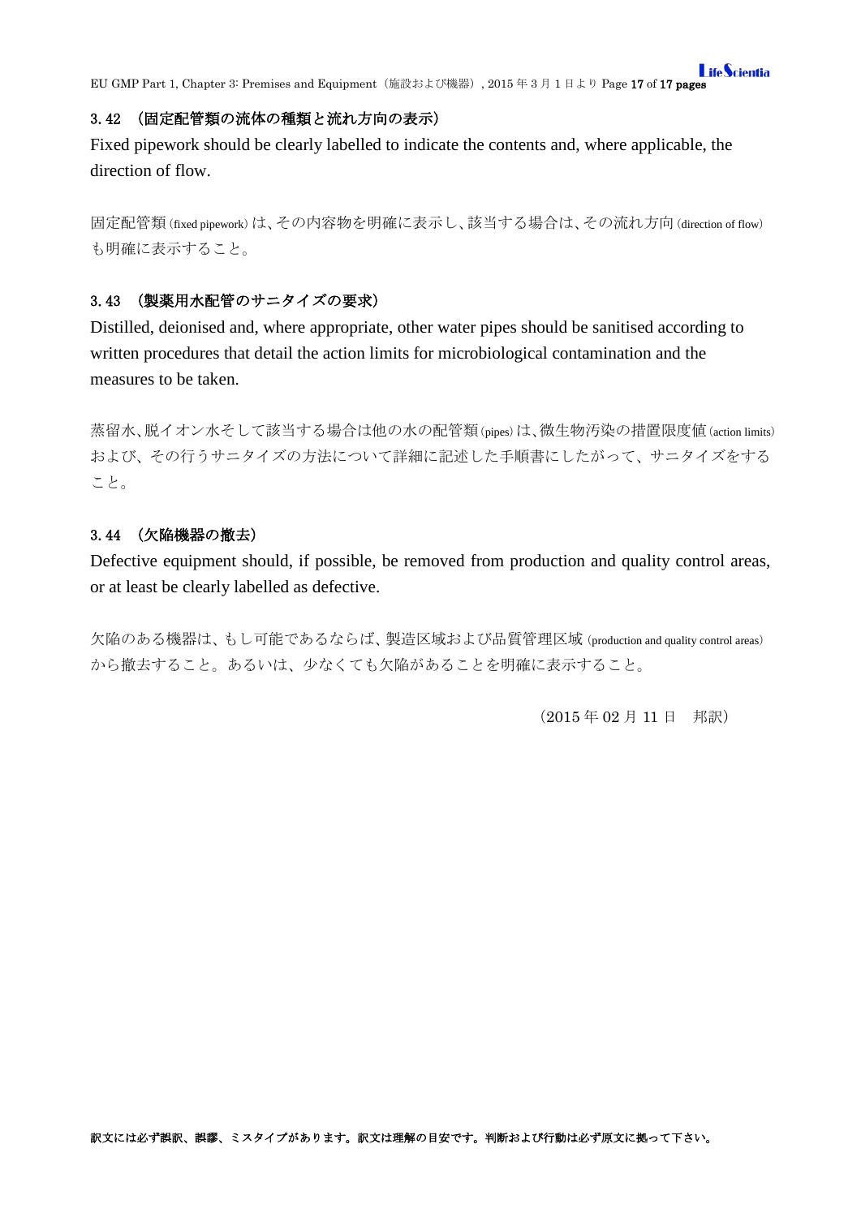### 3.42 （固定配管類の流体の種類と流れ方向の表示）

Fixed pipework should be clearly labelled to indicate the contents and, where applicable, the direction of flow.

固定配管類(fixed pipework)は、その内容物を明確に表示し、該当する場合は、その流れ方向(direction of flow)も明確に表示すること。

### 3.43 （製薬用水配管のサニタイズの要求）

Distilled, deionised and, where appropriate, other water pipes should be sanitised according to written procedures that detail the action limits for microbiological contamination and the measures to be taken.

蒸留水、脱イオン水そして該当する場合は他の水の配管類(pipes)は、微生物汚染の措置限度値(action limits)および、その行うサニタイズの方法について詳細に記述した手順書にしたがって、サニタイズをすること。

### 3.44 （欠陥機器の撤去）

Defective equipment should, if possible, be removed from production and quality control areas, or at least be clearly labelled as defective.

欠陥のある機器は、もし可能であるならば、製造区域および品質管理区域(production and quality control areas)から撤去すること。あるいは、少なくても欠陥があることを明確に表示すること。

（2015 年 02 月 11 日　邦訳）

**訳文には必ず誤訳、誤謬、ミスタイプがあります。訳文は理解の目安です。判断および行動は必ず原文に拠って下さい。**